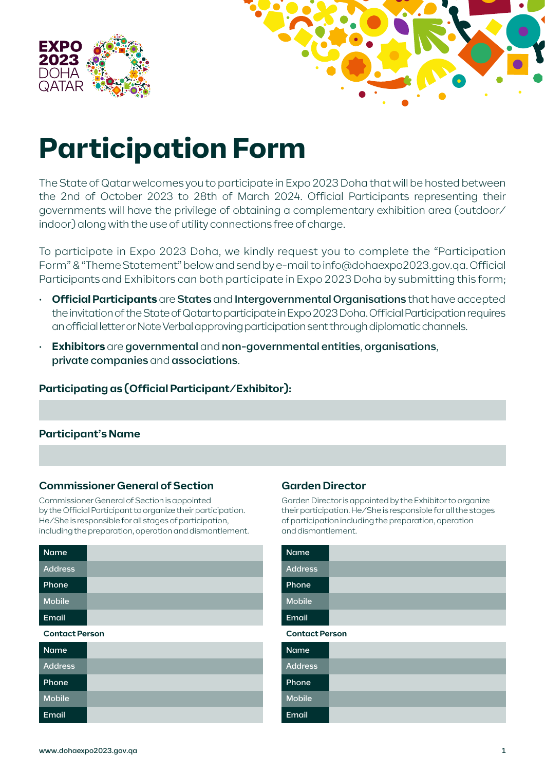EXPO 2023 DOHA QATAR

# Participation Form

The State of Qatar welcomes you to participate in Expo 2023 Doha that will be hosted between the 2nd of October 2023 to 28th of March 2024. Official Participants representing their governments will have the privilege of obtaining a complementary exhibition area (outdoor/indoor) along with the use of utility connections free of charge.

To participate in Expo 2023 Doha, we kindly request you to complete the "Participation Form" & "Theme Statement" below and send by e-mail to info@dohaexpo2023.gov.qa. Official Participants and Exhibitors can both participate in Expo 2023 Doha by submitting this form;

- **Official Participants** are **States** and **Intergovernmental Organisations** that have accepted the invitation of the State of Qatar to participate in Expo 2023 Doha. Official Participation requires an official letter or Note Verbal approving participation sent through diplomatic channels.
- **Exhibitors** are **governmental** and **non-governmental entities**, **organisations**, **private companies** and **associations**.

### Participating as (Official Participant/Exhibitor):

| |
|---|
| |

### Participant's Name

| |
|---|
| |

### Commissioner General of Section

Commissioner General of Section is appointed by the Official Participant to organize their participation. He/She is responsible for all stages of participation, including the preparation, operation and dismantlement.

| | |
|---|---|
| Name | |
| Address | |
| Phone | |
| Mobile | |
| Email | |

**Contact Person**

| | |
|---|---|
| Name | |
| Address | |
| Phone | |
| Mobile | |
| Email | |

### Garden Director

Garden Director is appointed by the Exhibitor to organize their participation. He/She is responsible for all the stages of participation including the preparation, operation and dismantlement.

| | |
|---|---|
| Name | |
| Address | |
| Phone | |
| Mobile | |
| Email | |

**Contact Person**

| | |
|---|---|
| Name | |
| Address | |
| Phone | |
| Mobile | |
| Email | |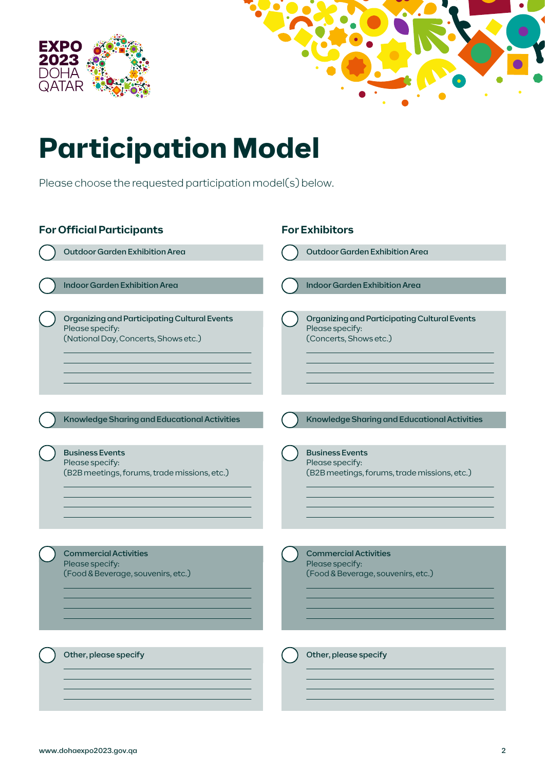# Participation Model

Please choose the requested participation model(s) below.

## For Official Participants

- ◯ Outdoor Garden Exhibition Area
- ◯ Indoor Garden Exhibition Area
- ◯ Organizing and Participating Cultural Events
  Please specify:
  (National Day, Concerts, Shows etc.)
  ______________________________
  ______________________________
  ______________________________
  ______________________________
- ◯ Knowledge Sharing and Educational Activities
- ◯ Business Events
  Please specify:
  (B2B meetings, forums, trade missions, etc.)
  ______________________________
  ______________________________
  ______________________________
  ______________________________
- ◯ Commercial Activities
  Please specify:
  (Food & Beverage, souvenirs, etc.)
  ______________________________
  ______________________________
  ______________________________
  ______________________________
- ◯ Other, please specify
  ______________________________
  ______________________________
  ______________________________
  ______________________________

## For Exhibitors

- ◯ Outdoor Garden Exhibition Area
- ◯ Indoor Garden Exhibition Area
- ◯ Organizing and Participating Cultural Events
  Please specify:
  (Concerts, Shows etc.)
  ______________________________
  ______________________________
  ______________________________
  ______________________________
- ◯ Knowledge Sharing and Educational Activities
- ◯ Business Events
  Please specify:
  (B2B meetings, forums, trade missions, etc.)
  ______________________________
  ______________________________
  ______________________________
  ______________________________
- ◯ Commercial Activities
  Please specify:
  (Food & Beverage, souvenirs, etc.)
  ______________________________
  ______________________________
  ______________________________
  ______________________________
- ◯ Other, please specify
  ______________________________
  ______________________________
  ______________________________
  ______________________________

www.dohaexpo2023.gov.qa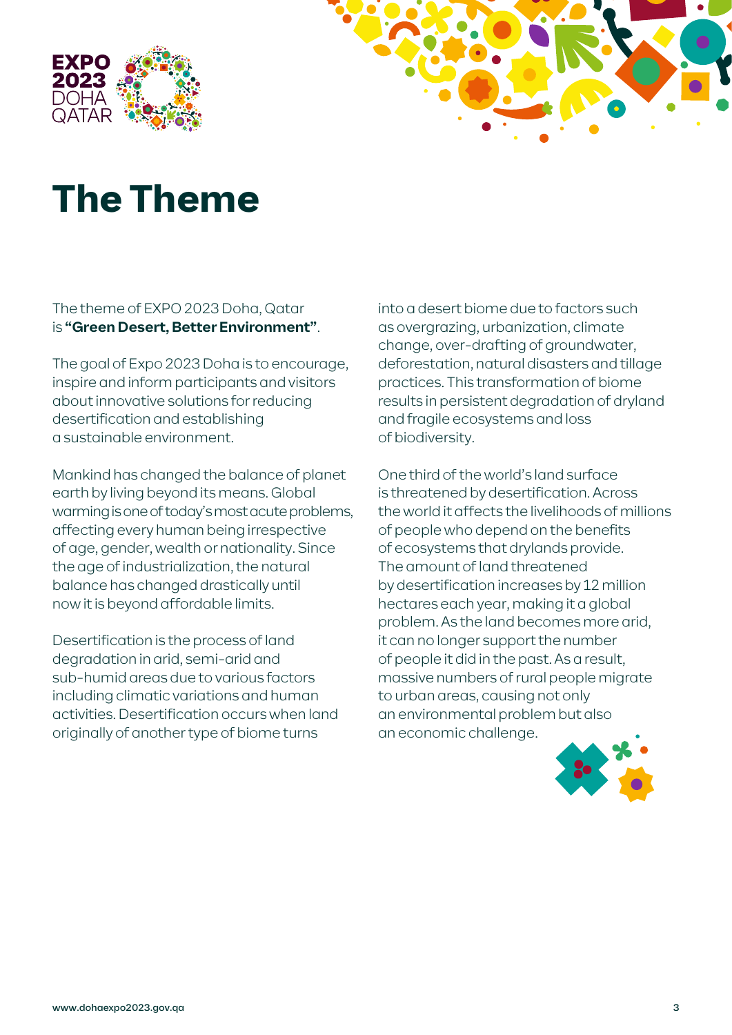# The Theme

The theme of EXPO 2023 Doha, Qatar is **"Green Desert, Better Environment"**.

The goal of Expo 2023 Doha is to encourage, inspire and inform participants and visitors about innovative solutions for reducing desertification and establishing a sustainable environment.

Mankind has changed the balance of planet earth by living beyond its means. Global warming is one of today's most acute problems, affecting every human being irrespective of age, gender, wealth or nationality. Since the age of industrialization, the natural balance has changed drastically until now it is beyond affordable limits.

Desertification is the process of land degradation in arid, semi-arid and sub-humid areas due to various factors including climatic variations and human activities. Desertification occurs when land originally of another type of biome turns into a desert biome due to factors such as overgrazing, urbanization, climate change, over-drafting of groundwater, deforestation, natural disasters and tillage practices. This transformation of biome results in persistent degradation of dryland and fragile ecosystems and loss of biodiversity.

One third of the world's land surface is threatened by desertification. Across the world it affects the livelihoods of millions of people who depend on the benefits of ecosystems that drylands provide. The amount of land threatened by desertification increases by 12 million hectares each year, making it a global problem. As the land becomes more arid, it can no longer support the number of people it did in the past. As a result, massive numbers of rural people migrate to urban areas, causing not only an environmental problem but also an economic challenge.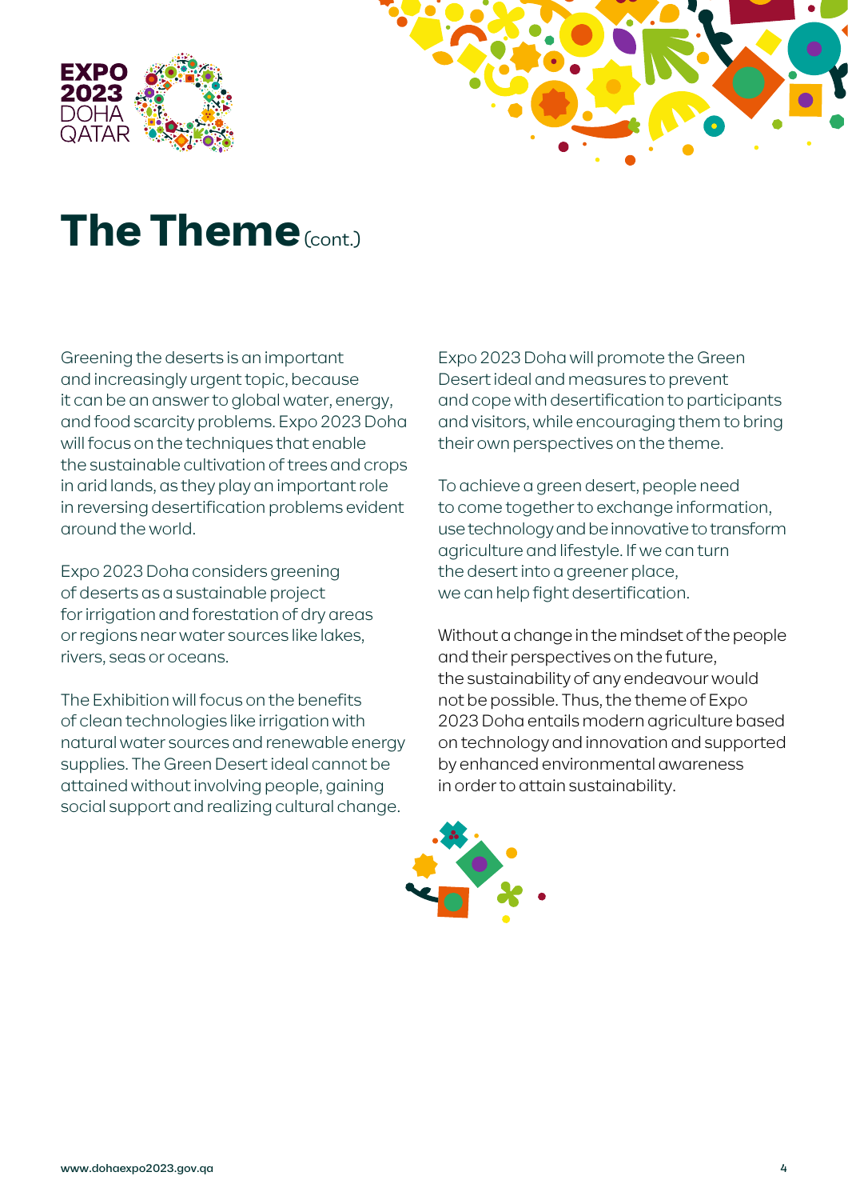# The Theme (cont.)

Greening the deserts is an important and increasingly urgent topic, because it can be an answer to global water, energy, and food scarcity problems. Expo 2023 Doha will focus on the techniques that enable the sustainable cultivation of trees and crops in arid lands, as they play an important role in reversing desertification problems evident around the world.

Expo 2023 Doha considers greening of deserts as a sustainable project for irrigation and forestation of dry areas or regions near water sources like lakes, rivers, seas or oceans.

The Exhibition will focus on the benefits of clean technologies like irrigation with natural water sources and renewable energy supplies. The Green Desert ideal cannot be attained without involving people, gaining social support and realizing cultural change.

Expo 2023 Doha will promote the Green Desert ideal and measures to prevent and cope with desertification to participants and visitors, while encouraging them to bring their own perspectives on the theme.

To achieve a green desert, people need to come together to exchange information, use technology and be innovative to transform agriculture and lifestyle. If we can turn the desert into a greener place, we can help fight desertification.

Without a change in the mindset of the people and their perspectives on the future, the sustainability of any endeavour would not be possible. Thus, the theme of Expo 2023 Doha entails modern agriculture based on technology and innovation and supported by enhanced environmental awareness in order to attain sustainability.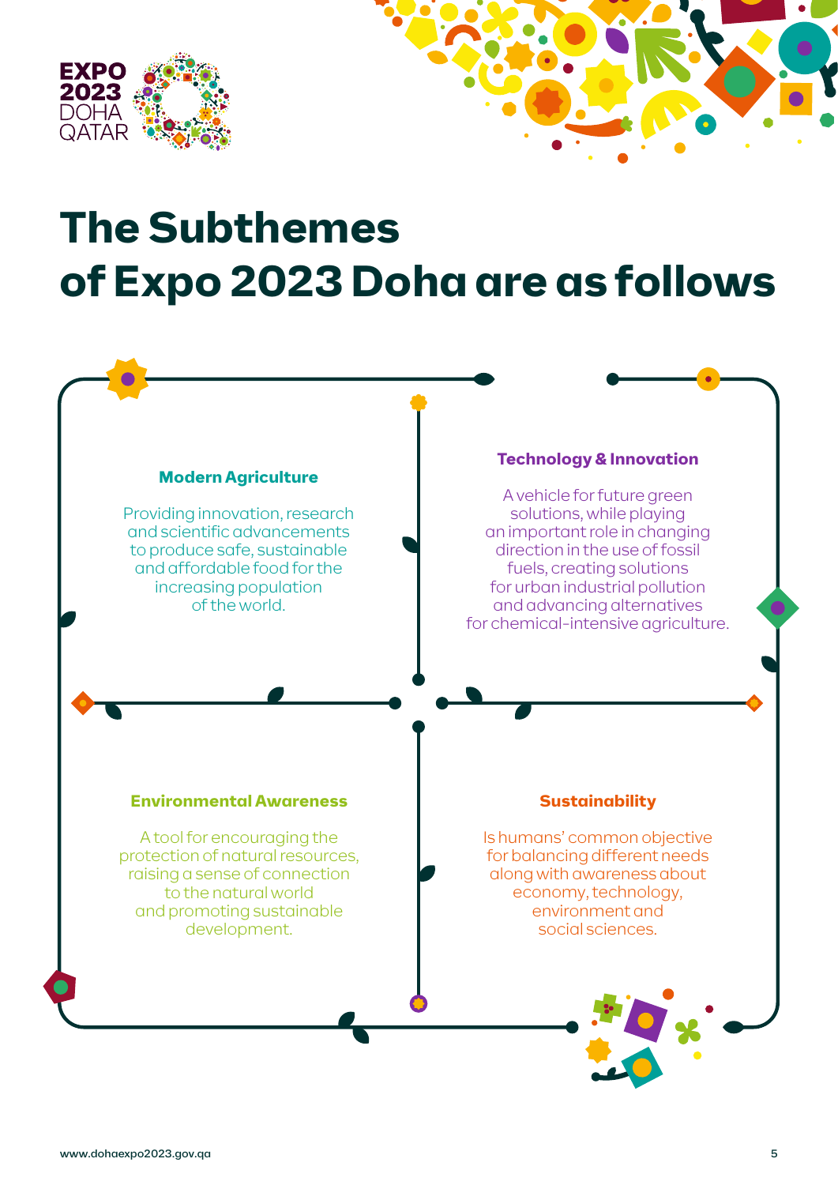# The Subthemes of Expo 2023 Doha are as follows

### Modern Agriculture

Providing innovation, research and scientific advancements to produce safe, sustainable and affordable food for the increasing population of the world.

### Technology & Innovation

A vehicle for future green solutions, while playing an important role in changing direction in the use of fossil fuels, creating solutions for urban industrial pollution and advancing alternatives for chemical-intensive agriculture.

### Environmental Awareness

A tool for encouraging the protection of natural resources, raising a sense of connection to the natural world and promoting sustainable development.

### Sustainability

Is humans' common objective for balancing different needs along with awareness about economy, technology, environment and social sciences.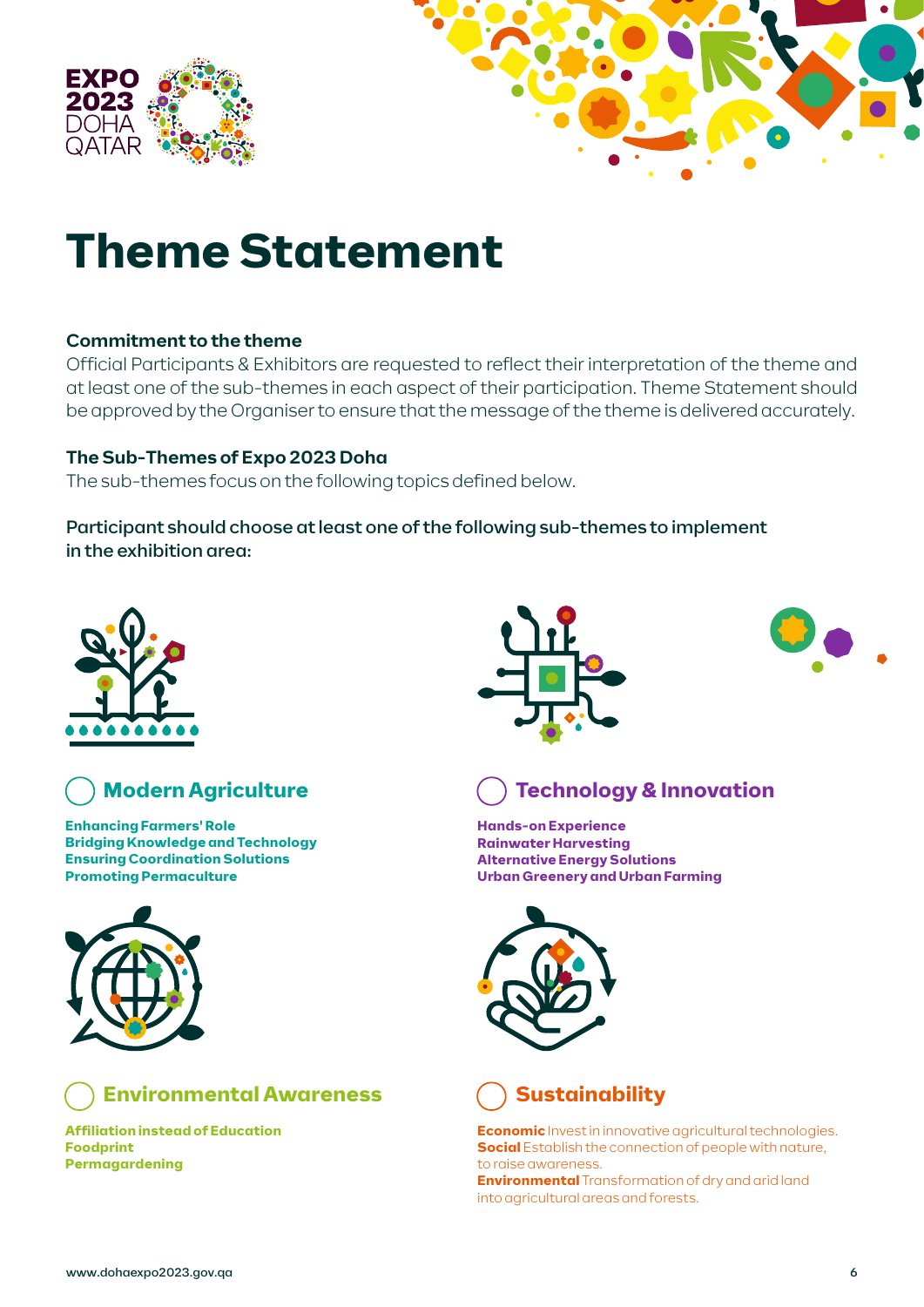# Theme Statement

**Commitment to the theme**

Official Participants & Exhibitors are requested to reflect their interpretation of the theme and at least one of the sub-themes in each aspect of their participation. Theme Statement should be approved by the Organiser to ensure that the message of the theme is delivered accurately.

**The Sub-Themes of Expo 2023 Doha**

The sub-themes focus on the following topics defined below.

Participant should choose at least one of the following sub-themes to implement in the exhibition area:

## Modern Agriculture

**Enhancing Farmers' Role**
**Bridging Knowledge and Technology**
**Ensuring Coordination Solutions**
**Promoting Permaculture**

## Technology & Innovation

**Hands-on Experience**
**Rainwater Harvesting**
**Alternative Energy Solutions**
**Urban Greenery and Urban Farming**

## Environmental Awareness

**Affiliation instead of Education**
**Foodprint**
**Permagardening**

## Sustainability

**Economic** Invest in innovative agricultural technologies.
**Social** Establish the connection of people with nature, to raise awareness.
**Environmental** Transformation of dry and arid land into agricultural areas and forests.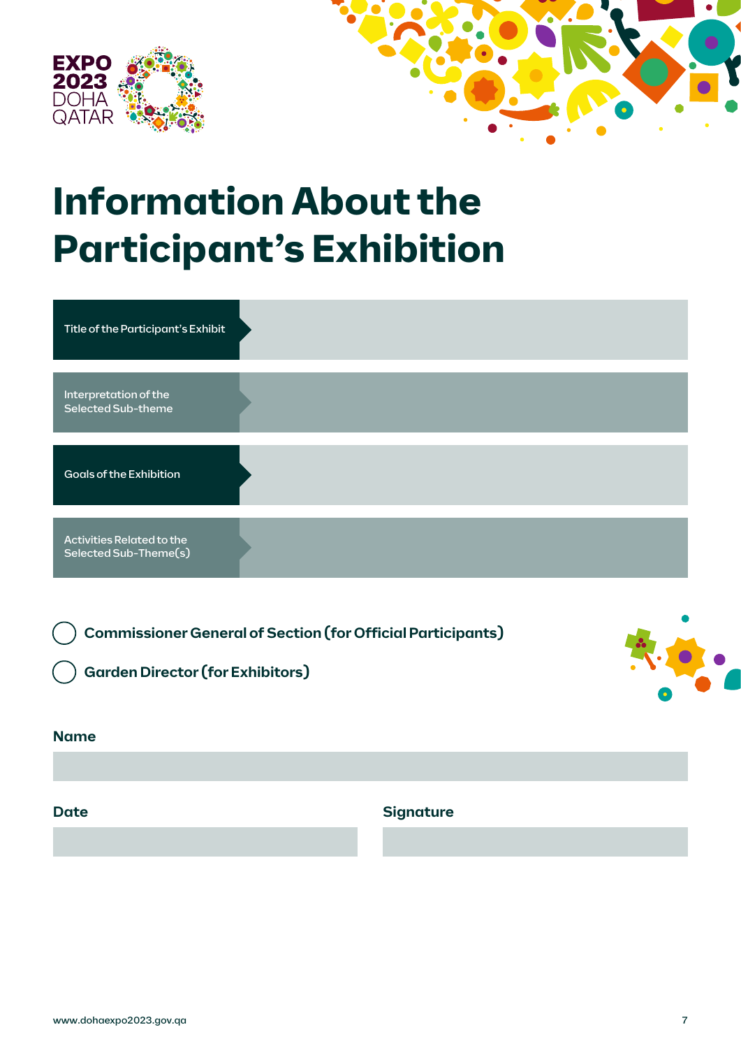# Information About the Participant's Exhibition

| | |
|---|---|
| Title of the Participant's Exhibit | |
| Interpretation of the Selected Sub-theme | |
| Goals of the Exhibition | |
| Activities Related to the Selected Sub-Theme(s) | |

◯ **Commissioner General of Section (for Official Participants)**

◯ **Garden Director (for Exhibitors)**

**Name**

**Date**

**Signature**

www.dohaexpo2023.gov.qa